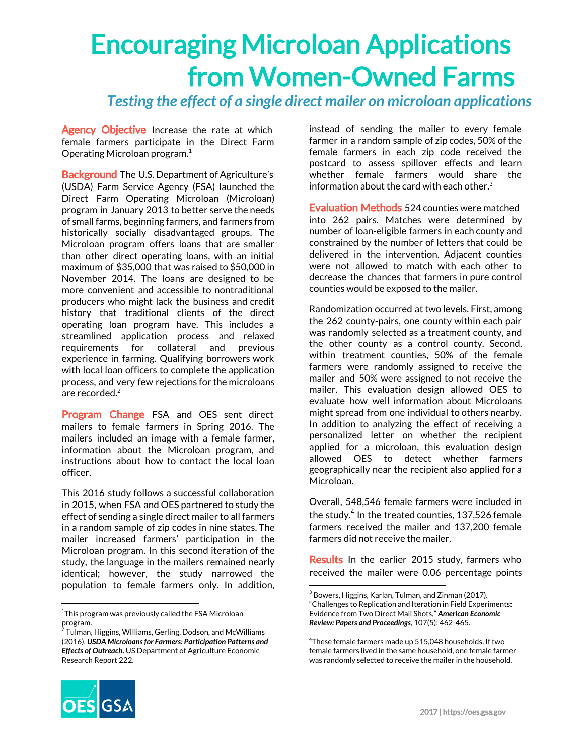# Encouraging Microloan Applications from Women-Owned Farms

## *Testing the effect of a single direct mailer on microloan applications*

**Agency Objective** Increase the rate at which female farmers participate in the Direct Farm Operating Microloan program.[1]

**Background** The U.S. Department of Agriculture's (USDA) Farm Service Agency (FSA) launched the Direct Farm Operating Microloan (Microloan) program in January 2013 to better serve the needs of small farms, beginning farmers, and farmers from historically socially disadvantaged groups. The Microloan program offers loans that are smaller than other direct operating loans, with an initial maximum of $35,000 that was raised to $50,000 in November 2014. The loans are designed to be more convenient and accessible to nontraditional producers who might lack the business and credit history that traditional clients of the direct operating loan program have. This includes a streamlined application process and relaxed requirements for collateral and previous experience in farming. Qualifying borrowers work with local loan officers to complete the application process, and very few rejections for the microloans are recorded.[2]

**Program Change** FSA and OES sent direct mailers to female farmers in Spring 2016. The mailers included an image with a female farmer, information about the Microloan program, and instructions about how to contact the local loan officer.

This 2016 study follows a successful collaboration in 2015, when FSA and OES partnered to study the effect of sending a single direct mailer to all farmers in a random sample of zip codes in nine states. The mailer increased farmers' participation in the Microloan program. In this second iteration of the study, the language in the mailers remained nearly identical; however, the study narrowed the population to female farmers only. In addition, instead of sending the mailer to every female farmer in a random sample of zip codes, 50% of the female farmers in each zip code received the postcard to assess spillover effects and learn whether female farmers would share the information about the card with each other.[3]

**Evaluation Methods** 524 counties were matched into 262 pairs. Matches were determined by number of loan-eligible farmers in each county and constrained by the number of letters that could be delivered in the intervention. Adjacent counties were not allowed to match with each other to decrease the chances that farmers in pure control counties would be exposed to the mailer.

Randomization occurred at two levels. First, among the 262 county-pairs, one county within each pair was randomly selected as a treatment county, and the other county as a control county. Second, within treatment counties, 50% of the female farmers were randomly assigned to receive the mailer and 50% were assigned to not receive the mailer. This evaluation design allowed OES to evaluate how well information about Microloans might spread from one individual to others nearby. In addition to analyzing the effect of receiving a personalized letter on whether the recipient applied for a microloan, this evaluation design allowed OES to detect whether farmers geographically near the recipient also applied for a Microloan.

Overall, 548,546 female farmers were included in the study.[4] In the treated counties, 137,526 female farmers received the mailer and 137,200 female farmers did not receive the mailer.

**Results** In the earlier 2015 study, farmers who received the mailer were 0.06 percentage points

---

[1] This program was previously called the FSA Microloan program.

[2] Tulman, Higgins, WIlliams, Gerling, Dodson, and McWilliams (2016). ***USDA Microloans for Farmers: Participation Patterns and Effects of Outreach.*** US Department of Agriculture Economic Research Report 222.

[3] Bowers, Higgins, Karlan, Tulman, and Zinman (2017). "Challenges to Replication and Iteration in Field Experiments: Evidence from Two Direct Mail Shots," ***American Economic Review: Papers and Proceedings***, 107(5): 462-465.

[4] These female farmers made up 515,048 households. If two female farmers lived in the same household, one female farmer was randomly selected to receive the mailer in the household.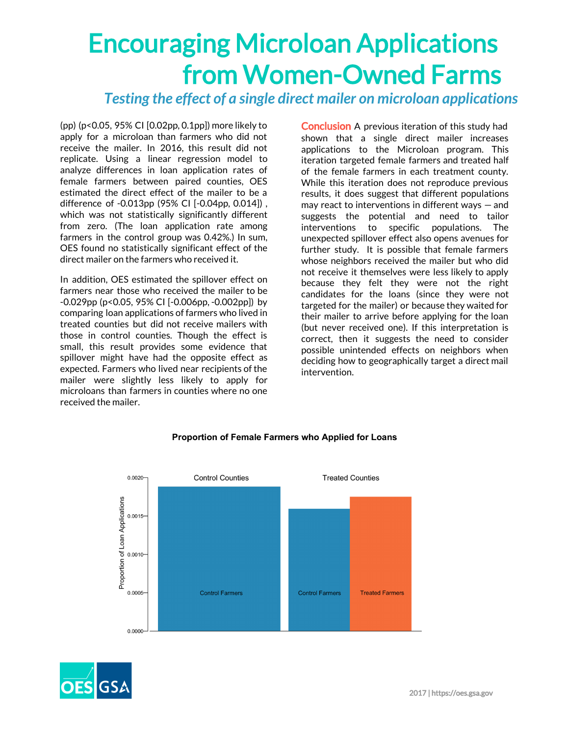# Encouraging Microloan Applications from Women-Owned Farms

*Testing the effect of a single direct mailer on microloan applications*

(pp) ($p<0.05$, 95% CI [0.02pp, 0.1pp]) more likely to apply for a microloan than farmers who did not receive the mailer. In 2016, this result did not replicate. Using a linear regression model to analyze differences in loan application rates of female farmers between paired counties, OES estimated the direct effect of the mailer to be a difference of -0.013pp (95% CI [-0.04pp, 0.014]) , which was not statistically significantly different from zero. (The loan application rate among farmers in the control group was 0.42%.) In sum, OES found no statistically significant effect of the direct mailer on the farmers who received it.

In addition, OES estimated the spillover effect on farmers near those who received the mailer to be -0.029pp ($p<0.05$, 95% CI [-0.006pp, -0.002pp]) by comparing loan applications of farmers who lived in treated counties but did not receive mailers with those in control counties. Though the effect is small, this result provides some evidence that spillover might have had the opposite effect as expected. Farmers who lived near recipients of the mailer were slightly less likely to apply for microloans than farmers in counties where no one received the mailer.

**Conclusion** A previous iteration of this study had shown that a single direct mailer increases applications to the Microloan program. This iteration targeted female farmers and treated half of the female farmers in each treatment county. While this iteration does not reproduce previous results, it does suggest that different populations may react to interventions in different ways — and suggests the potential and need to tailor interventions to specific populations. The unexpected spillover effect also opens avenues for further study. It is possible that female farmers whose neighbors received the mailer but who did not receive it themselves were less likely to apply because they felt they were not the right candidates for the loans (since they were not targeted for the mailer) or because they waited for their mailer to arrive before applying for the loan (but never received one). If this interpretation is correct, then it suggests the need to consider possible unintended effects on neighbors when deciding how to geographically target a direct mail intervention.

**Proportion of Female Farmers who Applied for Loans**

Proportion of Loan Applications

0.0020
0.0015
0.0010
0.0005
0.0000

Control Counties
Treated Counties

Control Farmers
Control Farmers
Treated Farmers